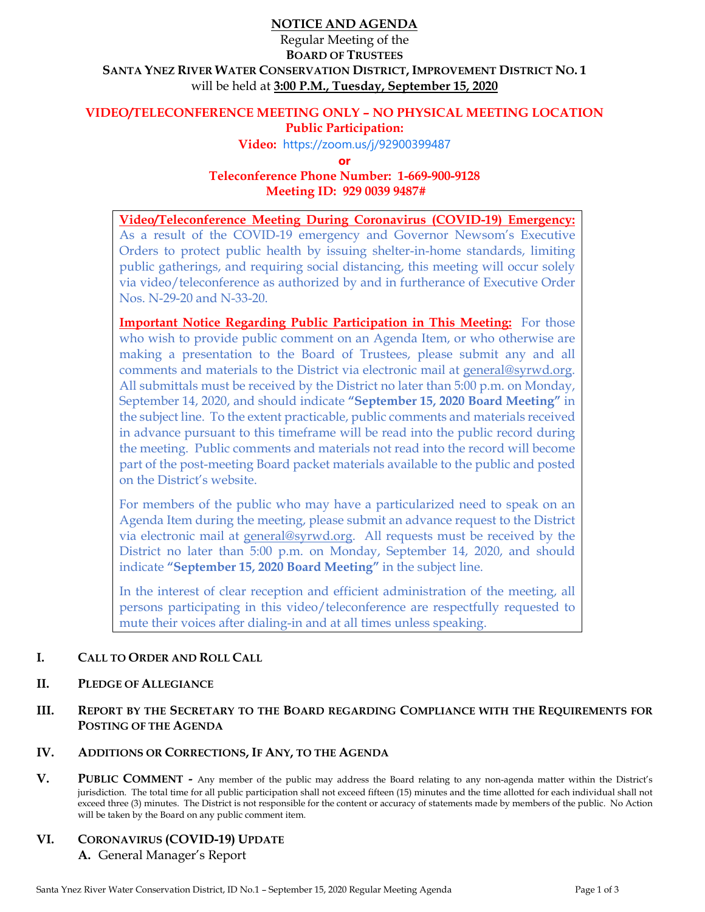# NOTICE AND AGENDA

Regular Meeting of the

**BOARD OF TRUSTEES**

**SANTA YNEZ RIVER WATER CONSERVATION DISTRICT, IMPROVEMENT DISTRICT NO. 1**

will be held at **3:00 P.M., Tuesday, September 15, 2020**

**VIDEO/TELECONFERENCE MEETING ONLY – NO PHYSICAL MEETING LOCATION**

**Public Participation:**

**Video:** https://zoom.us/j/92900399487

**or**

**Teleconference Phone Number: 1-669-900-9128**

**Meeting ID: 929 0039 9487#**

**Video/Teleconference Meeting During Coronavirus (COVID-19) Emergency:** As a result of the COVID-19 emergency and Governor Newsom's Executive Orders to protect public health by issuing shelter-in-home standards, limiting public gatherings, and requiring social distancing, this meeting will occur solely via video/teleconference as authorized by and in furtherance of Executive Order Nos. N-29-20 and N-33-20.

**Important Notice Regarding Public Participation in This Meeting:** For those who wish to provide public comment on an Agenda Item, or who otherwise are making a presentation to the Board of Trustees, please submit any and all comments and materials to the District via electronic mail at general@syrwd.org. All submittals must be received by the District no later than 5:00 p.m. on Monday, September 14, 2020, and should indicate **"September 15, 2020 Board Meeting"** in the subject line. To the extent practicable, public comments and materials received in advance pursuant to this timeframe will be read into the public record during the meeting. Public comments and materials not read into the record will become part of the post-meeting Board packet materials available to the public and posted on the District's website.

For members of the public who may have a particularized need to speak on an Agenda Item during the meeting, please submit an advance request to the District via electronic mail at general@syrwd.org. All requests must be received by the District no later than 5:00 p.m. on Monday, September 14, 2020, and should indicate **"September 15, 2020 Board Meeting"** in the subject line.

In the interest of clear reception and efficient administration of the meeting, all persons participating in this video/teleconference are respectfully requested to mute their voices after dialing-in and at all times unless speaking.

## I. CALL TO ORDER AND ROLL CALL

## II. PLEDGE OF ALLEGIANCE

## III. REPORT BY THE SECRETARY TO THE BOARD REGARDING COMPLIANCE WITH THE REQUIREMENTS FOR POSTING OF THE AGENDA

## IV. ADDITIONS OR CORRECTIONS, IF ANY, TO THE AGENDA

## V. PUBLIC COMMENT

Any member of the public may address the Board relating to any non-agenda matter within the District's jurisdiction. The total time for all public participation shall not exceed fifteen (15) minutes and the time allotted for each individual shall not exceed three (3) minutes. The District is not responsible for the content or accuracy of statements made by members of the public. No Action will be taken by the Board on any public comment item.

## VI. CORONAVIRUS (COVID-19) UPDATE

A. General Manager's Report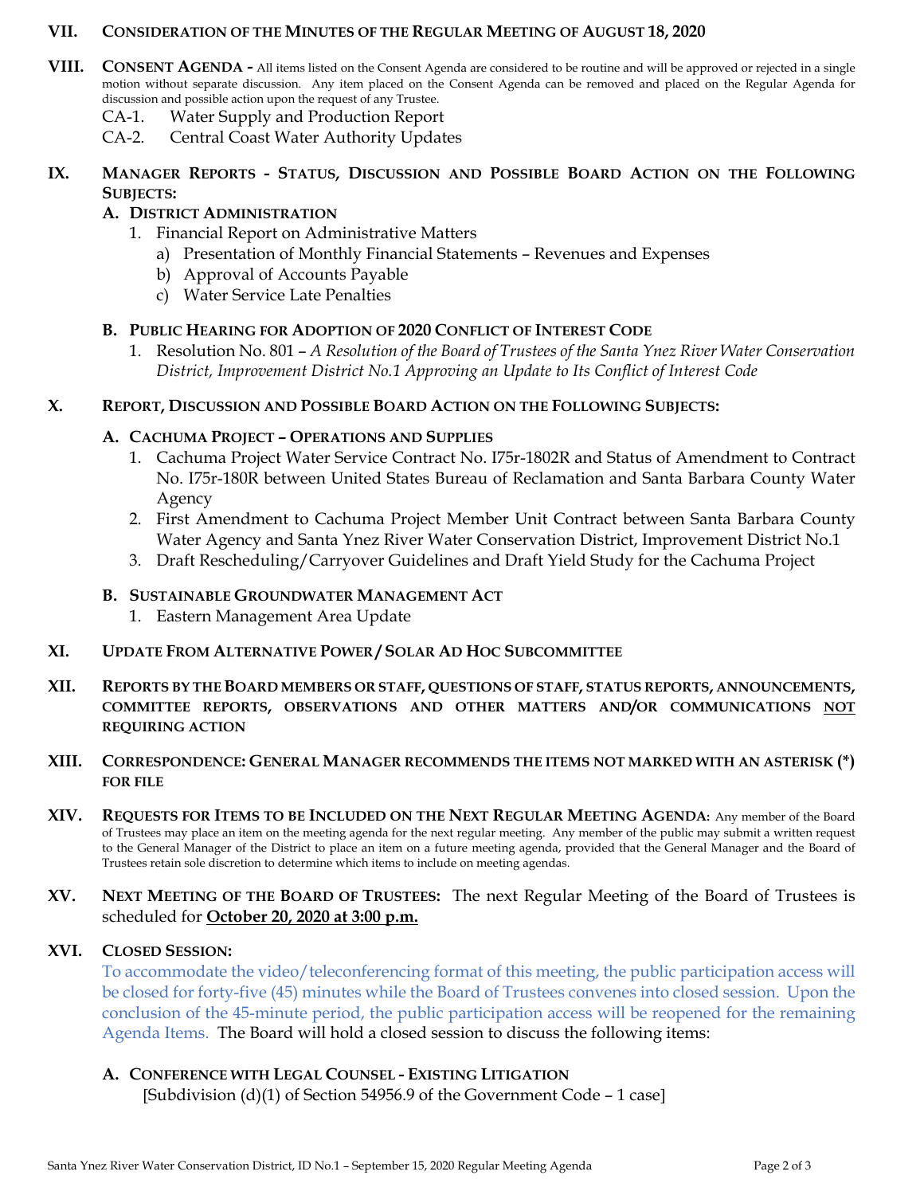**VII. CONSIDERATION OF THE MINUTES OF THE REGULAR MEETING OF AUGUST 18, 2020**

**VIII. CONSENT AGENDA -** All items listed on the Consent Agenda are considered to be routine and will be approved or rejected in a single motion without separate discussion. Any item placed on the Consent Agenda can be removed and placed on the Regular Agenda for discussion and possible action upon the request of any Trustee.

- CA-1. Water Supply and Production Report
- CA-2. Central Coast Water Authority Updates

**IX. MANAGER REPORTS - STATUS, DISCUSSION AND POSSIBLE BOARD ACTION ON THE FOLLOWING SUBJECTS:**

**A. DISTRICT ADMINISTRATION**

1. Financial Report on Administrative Matters
   - a) Presentation of Monthly Financial Statements – Revenues and Expenses
   - b) Approval of Accounts Payable
   - c) Water Service Late Penalties

**B. PUBLIC HEARING FOR ADOPTION OF 2020 CONFLICT OF INTEREST CODE**

1. Resolution No. 801 – *A Resolution of the Board of Trustees of the Santa Ynez River Water Conservation District, Improvement District No.1 Approving an Update to Its Conflict of Interest Code*

**X. REPORT, DISCUSSION AND POSSIBLE BOARD ACTION ON THE FOLLOWING SUBJECTS:**

**A. CACHUMA PROJECT – OPERATIONS AND SUPPLIES**

1. Cachuma Project Water Service Contract No. I75r-1802R and Status of Amendment to Contract No. I75r-180R between United States Bureau of Reclamation and Santa Barbara County Water Agency
2. First Amendment to Cachuma Project Member Unit Contract between Santa Barbara County Water Agency and Santa Ynez River Water Conservation District, Improvement District No.1
3. Draft Rescheduling/Carryover Guidelines and Draft Yield Study for the Cachuma Project

**B. SUSTAINABLE GROUNDWATER MANAGEMENT ACT**

1. Eastern Management Area Update

**XI. UPDATE FROM ALTERNATIVE POWER / SOLAR AD HOC SUBCOMMITTEE**

**XII. REPORTS BY THE BOARD MEMBERS OR STAFF, QUESTIONS OF STAFF, STATUS REPORTS, ANNOUNCEMENTS, COMMITTEE REPORTS, OBSERVATIONS AND OTHER MATTERS AND/OR COMMUNICATIONS NOT REQUIRING ACTION**

**XIII. CORRESPONDENCE: GENERAL MANAGER RECOMMENDS THE ITEMS NOT MARKED WITH AN ASTERISK (*) FOR FILE**

**XIV. REQUESTS FOR ITEMS TO BE INCLUDED ON THE NEXT REGULAR MEETING AGENDA:** Any member of the Board of Trustees may place an item on the meeting agenda for the next regular meeting. Any member of the public may submit a written request to the General Manager of the District to place an item on a future meeting agenda, provided that the General Manager and the Board of Trustees retain sole discretion to determine which items to include on meeting agendas.

**XV. NEXT MEETING OF THE BOARD OF TRUSTEES:** The next Regular Meeting of the Board of Trustees is scheduled for **October 20, 2020 at 3:00 p.m.**

**XVI. CLOSED SESSION:**

To accommodate the video/teleconferencing format of this meeting, the public participation access will be closed for forty-five (45) minutes while the Board of Trustees convenes into closed session. Upon the conclusion of the 45-minute period, the public participation access will be reopened for the remaining Agenda Items. The Board will hold a closed session to discuss the following items:

**A. CONFERENCE WITH LEGAL COUNSEL - EXISTING LITIGATION**

[Subdivision (d)(1) of Section 54956.9 of the Government Code – 1 case]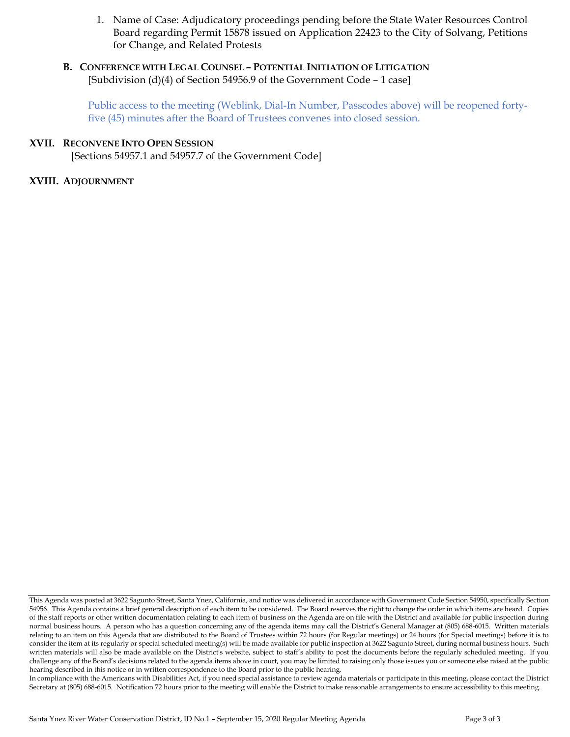1. Name of Case: Adjudicatory proceedings pending before the State Water Resources Control Board regarding Permit 15878 issued on Application 22423 to the City of Solvang, Petitions for Change, and Related Protests

**B. CONFERENCE WITH LEGAL COUNSEL – POTENTIAL INITIATION OF LITIGATION**
[Subdivision (d)(4) of Section 54956.9 of the Government Code – 1 case]

Public access to the meeting (Weblink, Dial-In Number, Passcodes above) will be reopened forty-five (45) minutes after the Board of Trustees convenes into closed session.

## XVII. RECONVENE INTO OPEN SESSION

[Sections 54957.1 and 54957.7 of the Government Code]

## XVIII. ADJOURNMENT

---

This Agenda was posted at 3622 Sagunto Street, Santa Ynez, California, and notice was delivered in accordance with Government Code Section 54950, specifically Section 54956. This Agenda contains a brief general description of each item to be considered. The Board reserves the right to change the order in which items are heard. Copies of the staff reports or other written documentation relating to each item of business on the Agenda are on file with the District and available for public inspection during normal business hours. A person who has a question concerning any of the agenda items may call the District's General Manager at (805) 688-6015. Written materials relating to an item on this Agenda that are distributed to the Board of Trustees within 72 hours (for Regular meetings) or 24 hours (for Special meetings) before it is to consider the item at its regularly or special scheduled meeting(s) will be made available for public inspection at 3622 Sagunto Street, during normal business hours. Such written materials will also be made available on the District's website, subject to staff's ability to post the documents before the regularly scheduled meeting. If you challenge any of the Board's decisions related to the agenda items above in court, you may be limited to raising only those issues you or someone else raised at the public hearing described in this notice or in written correspondence to the Board prior to the public hearing.

In compliance with the Americans with Disabilities Act, if you need special assistance to review agenda materials or participate in this meeting, please contact the District Secretary at (805) 688-6015. Notification 72 hours prior to the meeting will enable the District to make reasonable arrangements to ensure accessibility to this meeting.